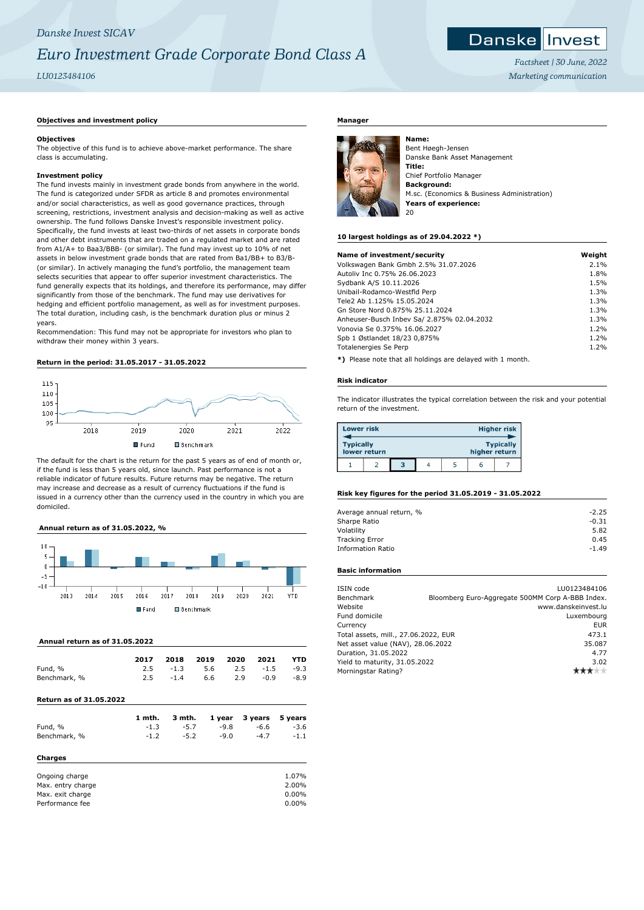*Danske Invest SICAV*

# *Euro Investment Grade Corporate Bond Class A*

*LU0123484106*

*Factsheet | 30 June, 2022*
*Marketing communication*

## Objectives and investment policy

**Objectives**
The objective of this fund is to achieve above-market performance. The share class is accumulating.

**Investment policy**
The fund invests mainly in investment grade bonds from anywhere in the world. The fund is categorized under SFDR as article 8 and promotes environmental and/or social characteristics, as well as good governance practices, through screening, restrictions, investment analysis and decision-making as well as active ownership. The fund follows Danske Invest's responsible investment policy. Specifically, the fund invests at least two-thirds of net assets in corporate bonds and other debt instruments that are traded on a regulated market and are rated from A1/A+ to Baa3/BBB- (or similar). The fund may invest up to 10% of net assets in below investment grade bonds that are rated from Ba1/BB+ to B3/B- (or similar). In actively managing the fund's portfolio, the management team selects securities that appear to offer superior investment characteristics. The fund generally expects that its holdings, and therefore its performance, may differ significantly from those of the benchmark. The fund may use derivatives for hedging and efficient portfolio management, as well as for investment purposes. The total duration, including cash, is the benchmark duration plus or minus 2 years.
Recommendation: This fund may not be appropriate for investors who plan to withdraw their money within 3 years.

## Return in the period: 31.05.2017 - 31.05.2022

Fund | Benchmark

The default for the chart is the return for the past 5 years as of end of month or, if the fund is less than 5 years old, since launch. Past performance is not a reliable indicator of future results. Future returns may be negative. The return may increase and decrease as a result of currency fluctuations if the fund is issued in a currency other than the currency used in the country in which you are domiciled.

## Annual return as of 31.05.2022, %

Fund | Benchmark

## Annual return as of 31.05.2022

| | 2017 | 2018 | 2019 | 2020 | 2021 | YTD |
|---|---|---|---|---|---|---|
| Fund, % | 2.5 | -1.3 | 5.6 | 2.5 | -1.5 | -9.3 |
| Benchmark, % | 2.5 | -1.4 | 6.6 | 2.9 | -0.9 | -8.9 |

## Return as of 31.05.2022

| | 1 mth. | 3 mth. | 1 year | 3 years | 5 years |
|---|---|---|---|---|---|
| Fund, % | -1.3 | -5.7 | -9.8 | -6.6 | -3.6 |
| Benchmark, % | -1.2 | -5.2 | -9.0 | -4.7 | -1.1 |

## Charges

| | |
|---|---|
| Ongoing charge | 1.07% |
| Max. entry charge | 2.00% |
| Max. exit charge | 0.00% |
| Performance fee | 0.00% |

## Manager

**Name:**
Bent Høegh-Jensen
Danske Bank Asset Management
**Title:**
Chief Portfolio Manager
**Background:**
M.sc. (Economics & Business Administration)
**Years of experience:**
20

## 10 largest holdings as of 29.04.2022 *)

| Name of investment/security | Weight |
|---|---|
| Volkswagen Bank Gmbh 2.5% 31.07.2026 | 2.1% |
| Autoliv Inc 0.75% 26.06.2023 | 1.8% |
| Sydbank A/S 10.11.2026 | 1.5% |
| Unibail-Rodamco-Westfld Perp | 1.3% |
| Tele2 Ab 1.125% 15.05.2024 | 1.3% |
| Gn Store Nord 0.875% 25.11.2024 | 1.3% |
| Anheuser-Busch Inbev Sa/ 2.875% 02.04.2032 | 1.3% |
| Vonovia Se 0.375% 16.06.2027 | 1.2% |
| Spb 1 Østlandet 18/23 0,875% | 1.2% |
| Totalenergies Se Perp | 1.2% |

**\*)** Please note that all holdings are delayed with 1 month.

## Risk indicator

The indicator illustrates the typical correlation between the risk and your potential return of the investment.

| Lower risk | | | | | | Higher risk |
|---|---|---|---|---|---|---|
| Typically lower return | | | | | | Typically higher return |
| 1 | 2 | **3** | 4 | 5 | 6 | 7 |

## Risk key figures for the period 31.05.2019 - 31.05.2022

| | |
|---|---|
| Average annual return, % | -2.25 |
| Sharpe Ratio | -0.31 |
| Volatility | 5.82 |
| Tracking Error | 0.45 |
| Information Ratio | -1.49 |

## Basic information

| | |
|---|---|
| ISIN code | LU0123484106 |
| Benchmark | Bloomberg Euro-Aggregate 500MM Corp A-BBB Index. |
| Website | www.danskeinvest.lu |
| Fund domicile | Luxembourg |
| Currency | EUR |
| Total assets, mill., 27.06.2022, EUR | 473.1 |
| Net asset value (NAV), 28.06.2022 | 35.087 |
| Duration, 31.05.2022 | 4.77 |
| Yield to maturity, 31.05.2022 | 3.02 |
| Morningstar Rating? | ★★★☆☆ |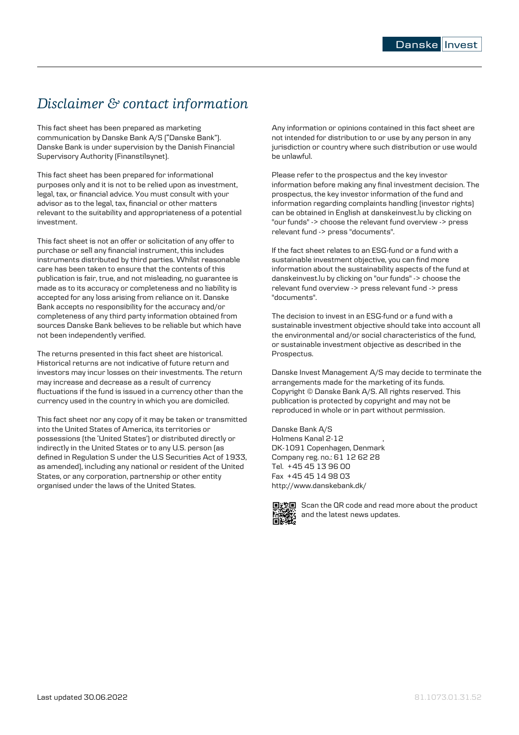# *Disclaimer & contact information*

This fact sheet has been prepared as marketing communication by Danske Bank A/S ("Danske Bank"). Danske Bank is under supervision by the Danish Financial Supervisory Authority (Finanstilsynet).

This fact sheet has been prepared for informational purposes only and it is not to be relied upon as investment, legal, tax, or financial advice. You must consult with your advisor as to the legal, tax, financial or other matters relevant to the suitability and appropriateness of a potential investment.

This fact sheet is not an offer or solicitation of any offer to purchase or sell any financial instrument, this includes instruments distributed by third parties. Whilst reasonable care has been taken to ensure that the contents of this publication is fair, true, and not misleading, no guarantee is made as to its accuracy or completeness and no liability is accepted for any loss arising from reliance on it. Danske Bank accepts no responsibility for the accuracy and/or completeness of any third party information obtained from sources Danske Bank believes to be reliable but which have not been independently verified.

The returns presented in this fact sheet are historical. Historical returns are not indicative of future return and investors may incur losses on their investments. The return may increase and decrease as a result of currency fluctuations if the fund is issued in a currency other than the currency used in the country in which you are domiciled.

This fact sheet nor any copy of it may be taken or transmitted into the United States of America, its territories or possessions (the 'United States') or distributed directly or indirectly in the United States or to any U.S. person (as defined in Regulation S under the U.S Securities Act of 1933, as amended), including any national or resident of the United States, or any corporation, partnership or other entity organised under the laws of the United States.

Any information or opinions contained in this fact sheet are not intended for distribution to or use by any person in any jurisdiction or country where such distribution or use would be unlawful.

Please refer to the prospectus and the key investor information before making any final investment decision. The prospectus, the key investor information of the fund and information regarding complaints handling (investor rights) can be obtained in English at danskeinvest.lu by clicking on "our funds" -> choose the relevant fund overview -> press relevant fund -> press "documents".

If the fact sheet relates to an ESG-fund or a fund with a sustainable investment objective, you can find more information about the sustainability aspects of the fund at danskeinvest.lu by clicking on "our funds" -> choose the relevant fund overview -> press relevant fund -> press "documents".

The decision to invest in an ESG-fund or a fund with a sustainable investment objective should take into account all the environmental and/or social characteristics of the fund, or sustainable investment objective as described in the Prospectus.

Danske Invest Management A/S may decide to terminate the arrangements made for the marketing of its funds. Copyright © Danske Bank A/S. All rights reserved. This publication is protected by copyright and may not be reproduced in whole or in part without permission.

Danske Bank A/S
Holmens Kanal 2-12
DK-1091 Copenhagen, Denmark
Company reg. no.: 61 12 62 28
Tel. +45 45 13 96 00
Fax +45 45 14 98 03
http://www.danskebank.dk/

Scan the QR code and read more about the product and the latest news updates.

Last updated 30.06.2022

81.1073.01.31.52